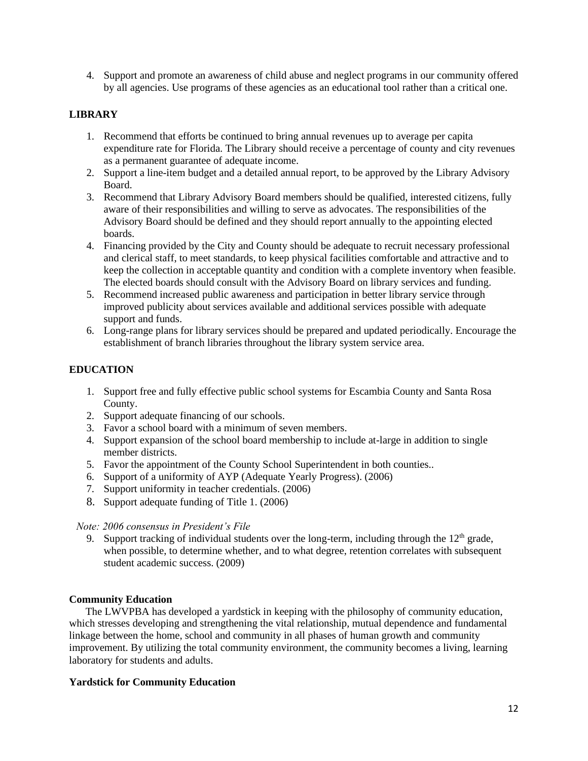4. Support and promote an awareness of child abuse and neglect programs in our community offered by all agencies. Use programs of these agencies as an educational tool rather than a critical one.

## LIBRARY

1. Recommend that efforts be continued to bring annual revenues up to average per capita expenditure rate for Florida. The Library should receive a percentage of county and city revenues as a permanent guarantee of adequate income.
2. Support a line-item budget and a detailed annual report, to be approved by the Library Advisory Board.
3. Recommend that Library Advisory Board members should be qualified, interested citizens, fully aware of their responsibilities and willing to serve as advocates. The responsibilities of the Advisory Board should be defined and they should report annually to the appointing elected boards.
4. Financing provided by the City and County should be adequate to recruit necessary professional and clerical staff, to meet standards, to keep physical facilities comfortable and attractive and to keep the collection in acceptable quantity and condition with a complete inventory when feasible. The elected boards should consult with the Advisory Board on library services and funding.
5. Recommend increased public awareness and participation in better library service through improved publicity about services available and additional services possible with adequate support and funds.
6. Long-range plans for library services should be prepared and updated periodically. Encourage the establishment of branch libraries throughout the library system service area.

## EDUCATION

1. Support free and fully effective public school systems for Escambia County and Santa Rosa County.
2. Support adequate financing of our schools.
3. Favor a school board with a minimum of seven members.
4. Support expansion of the school board membership to include at-large in addition to single member districts.
5. Favor the appointment of the County School Superintendent in both counties..
6. Support of a uniformity of AYP (Adequate Yearly Progress). (2006)
7. Support uniformity in teacher credentials. (2006)
8. Support adequate funding of Title 1. (2006)

*Note: 2006 consensus in President's File*

9. Support tracking of individual students over the long-term, including through the 12th grade, when possible, to determine whether, and to what degree, retention correlates with subsequent student academic success. (2009)

### Community Education

The LWVPBA has developed a yardstick in keeping with the philosophy of community education, which stresses developing and strengthening the vital relationship, mutual dependence and fundamental linkage between the home, school and community in all phases of human growth and community improvement. By utilizing the total community environment, the community becomes a living, learning laboratory for students and adults.

### Yardstick for Community Education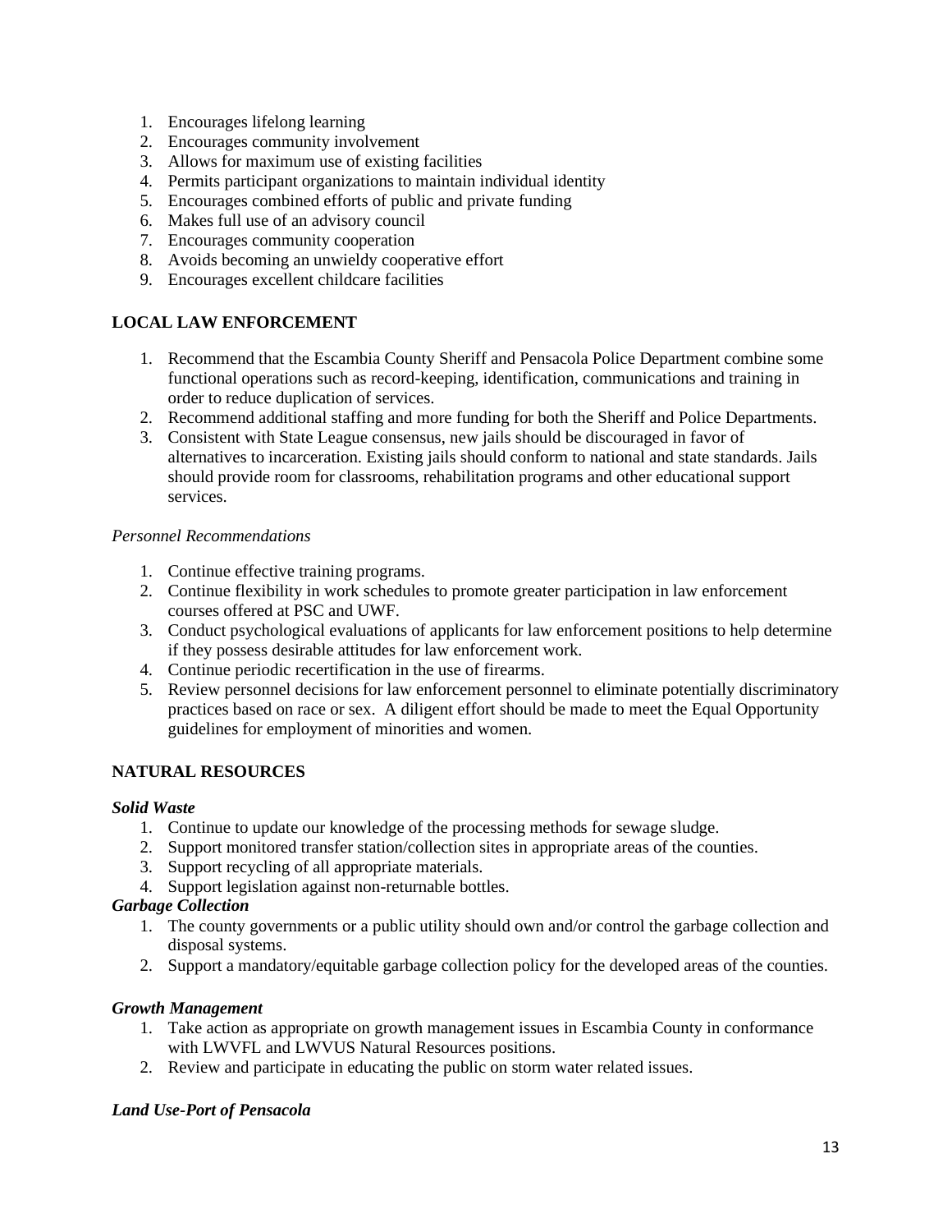1. Encourages lifelong learning
2. Encourages community involvement
3. Allows for maximum use of existing facilities
4. Permits participant organizations to maintain individual identity
5. Encourages combined efforts of public and private funding
6. Makes full use of an advisory council
7. Encourages community cooperation
8. Avoids becoming an unwieldy cooperative effort
9. Encourages excellent childcare facilities

## LOCAL LAW ENFORCEMENT

1. Recommend that the Escambia County Sheriff and Pensacola Police Department combine some functional operations such as record-keeping, identification, communications and training in order to reduce duplication of services.
2. Recommend additional staffing and more funding for both the Sheriff and Police Departments.
3. Consistent with State League consensus, new jails should be discouraged in favor of alternatives to incarceration. Existing jails should conform to national and state standards. Jails should provide room for classrooms, rehabilitation programs and other educational support services.

*Personnel Recommendations*

1. Continue effective training programs.
2. Continue flexibility in work schedules to promote greater participation in law enforcement courses offered at PSC and UWF.
3. Conduct psychological evaluations of applicants for law enforcement positions to help determine if they possess desirable attitudes for law enforcement work.
4. Continue periodic recertification in the use of firearms.
5. Review personnel decisions for law enforcement personnel to eliminate potentially discriminatory practices based on race or sex. A diligent effort should be made to meet the Equal Opportunity guidelines for employment of minorities and women.

## NATURAL RESOURCES

***Solid Waste***

1. Continue to update our knowledge of the processing methods for sewage sludge.
2. Support monitored transfer station/collection sites in appropriate areas of the counties.
3. Support recycling of all appropriate materials.
4. Support legislation against non-returnable bottles.

***Garbage Collection***

1. The county governments or a public utility should own and/or control the garbage collection and disposal systems.
2. Support a mandatory/equitable garbage collection policy for the developed areas of the counties.

***Growth Management***

1. Take action as appropriate on growth management issues in Escambia County in conformance with LWVFL and LWVUS Natural Resources positions.
2. Review and participate in educating the public on storm water related issues.

***Land Use-Port of Pensacola***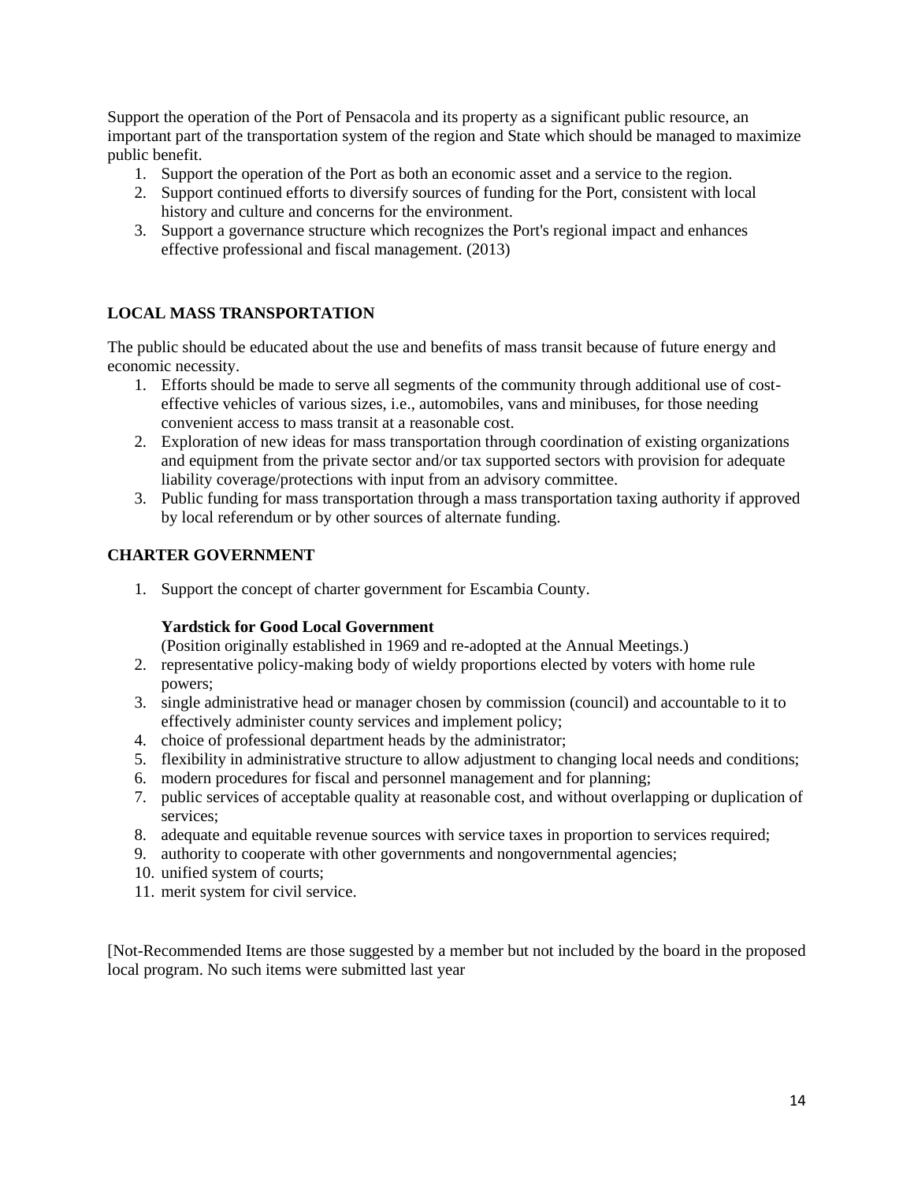Support the operation of the Port of Pensacola and its property as a significant public resource, an important part of the transportation system of the region and State which should be managed to maximize public benefit.

1. Support the operation of the Port as both an economic asset and a service to the region.
2. Support continued efforts to diversify sources of funding for the Port, consistent with local history and culture and concerns for the environment.
3. Support a governance structure which recognizes the Port's regional impact and enhances effective professional and fiscal management. (2013)

## LOCAL MASS TRANSPORTATION

The public should be educated about the use and benefits of mass transit because of future energy and economic necessity.

1. Efforts should be made to serve all segments of the community through additional use of cost-effective vehicles of various sizes, i.e., automobiles, vans and minibuses, for those needing convenient access to mass transit at a reasonable cost.
2. Exploration of new ideas for mass transportation through coordination of existing organizations and equipment from the private sector and/or tax supported sectors with provision for adequate liability coverage/protections with input from an advisory committee.
3. Public funding for mass transportation through a mass transportation taxing authority if approved by local referendum or by other sources of alternate funding.

## CHARTER GOVERNMENT

1. Support the concept of charter government for Escambia County.

   **Yardstick for Good Local Government**

   (Position originally established in 1969 and re-adopted at the Annual Meetings.)
2. representative policy-making body of wieldy proportions elected by voters with home rule powers;
3. single administrative head or manager chosen by commission (council) and accountable to it to effectively administer county services and implement policy;
4. choice of professional department heads by the administrator;
5. flexibility in administrative structure to allow adjustment to changing local needs and conditions;
6. modern procedures for fiscal and personnel management and for planning;
7. public services of acceptable quality at reasonable cost, and without overlapping or duplication of services;
8. adequate and equitable revenue sources with service taxes in proportion to services required;
9. authority to cooperate with other governments and nongovernmental agencies;
10. unified system of courts;
11. merit system for civil service.

[Not-Recommended Items are those suggested by a member but not included by the board in the proposed local program. No such items were submitted last year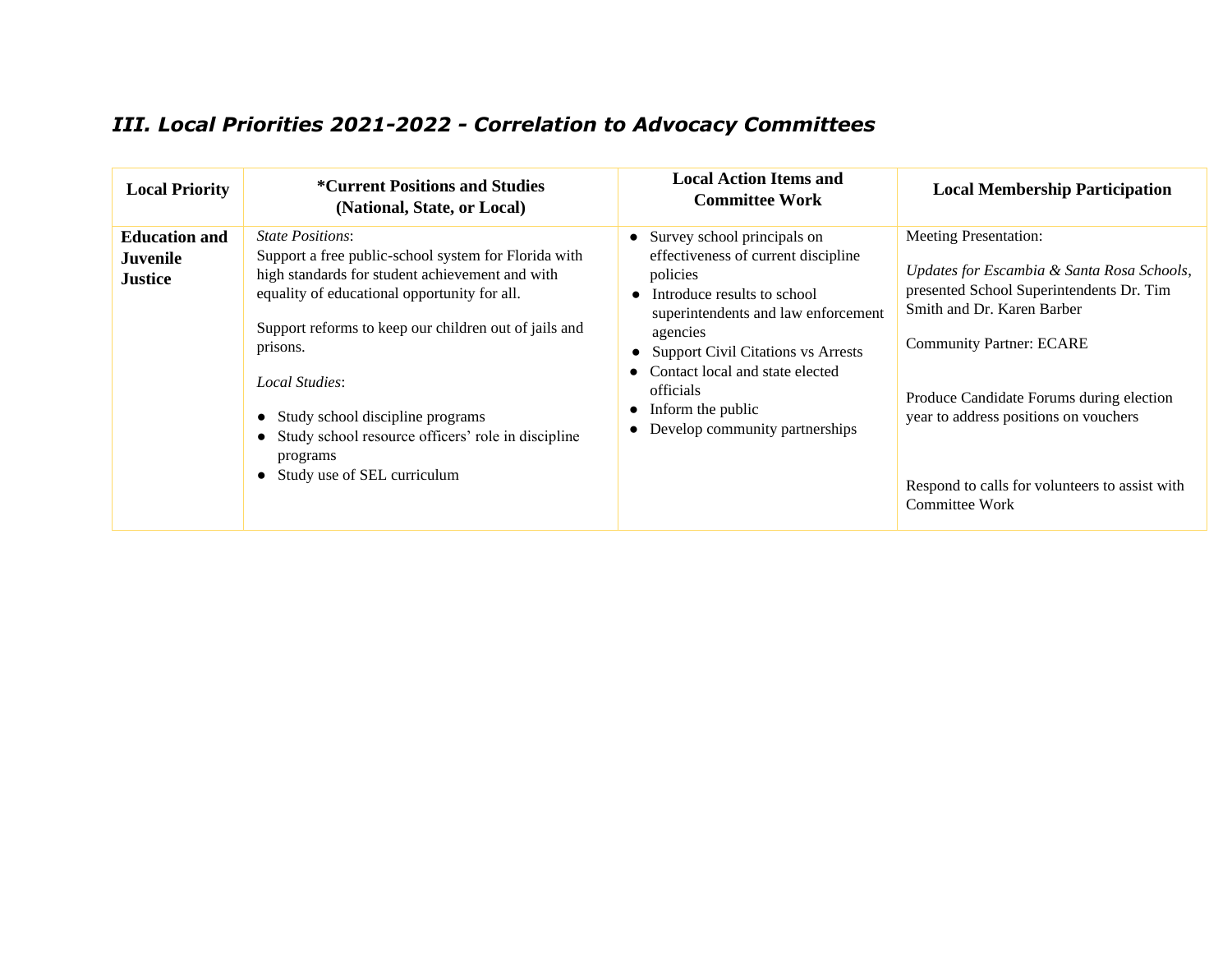### *III. Local Priorities 2021-2022 - Correlation to Advocacy Committees*

| Local Priority | *Current Positions and Studies (National, State, or Local) | Local Action Items and Committee Work | Local Membership Participation |
|---|---|---|---|
| **Education and Juvenile Justice** | *State Positions*:<br>Support a free public-school system for Florida with high standards for student achievement and with equality of educational opportunity for all.<br><br>Support reforms to keep our children out of jails and prisons.<br><br>*Local Studies*:<br>● Study school discipline programs<br>● Study school resource officers' role in discipline programs<br>● Study use of SEL curriculum | ● Survey school principals on effectiveness of current discipline policies<br>● Introduce results to school superintendents and law enforcement agencies<br>● Support Civil Citations vs Arrests<br>● Contact local and state elected officials<br>● Inform the public<br>● Develop community partnerships | Meeting Presentation:<br><br>*Updates for Escambia & Santa Rosa Schools*, presented School Superintendents Dr. Tim Smith and Dr. Karen Barber<br><br>Community Partner: ECARE<br><br>Produce Candidate Forums during election year to address positions on vouchers<br><br>Respond to calls for volunteers to assist with Committee Work |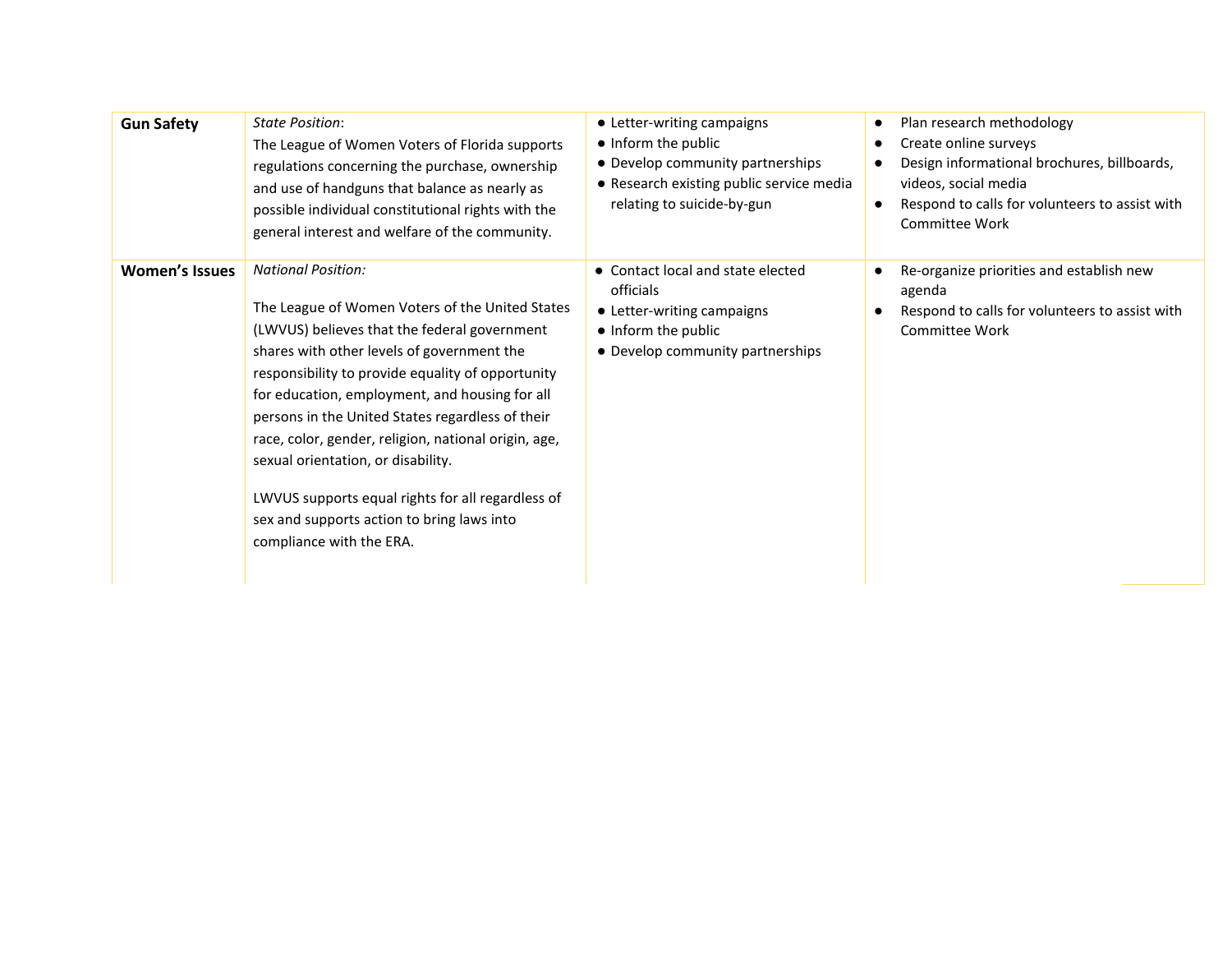| | | | |
|---|---|---|---|
| **Gun Safety** | *State Position*:<br>The League of Women Voters of Florida supports regulations concerning the purchase, ownership and use of handguns that balance as nearly as possible individual constitutional rights with the general interest and welfare of the community. | ● Letter-writing campaigns<br>● Inform the public<br>● Develop community partnerships<br>● Research existing public service media relating to suicide-by-gun | ● Plan research methodology<br>● Create online surveys<br>● Design informational brochures, billboards, videos, social media<br>● Respond to calls for volunteers to assist with Committee Work |
| **Women's Issues** | *National Position:*<br><br>The League of Women Voters of the United States (LWVUS) believes that the federal government shares with other levels of government the responsibility to provide equality of opportunity for education, employment, and housing for all persons in the United States regardless of their race, color, gender, religion, national origin, age, sexual orientation, or disability.<br><br>LWVUS supports equal rights for all regardless of sex and supports action to bring laws into compliance with the ERA. | ● Contact local and state elected officials<br>● Letter-writing campaigns<br>● Inform the public<br>● Develop community partnerships | ● Re-organize priorities and establish new agenda<br>● Respond to calls for volunteers to assist with Committee Work |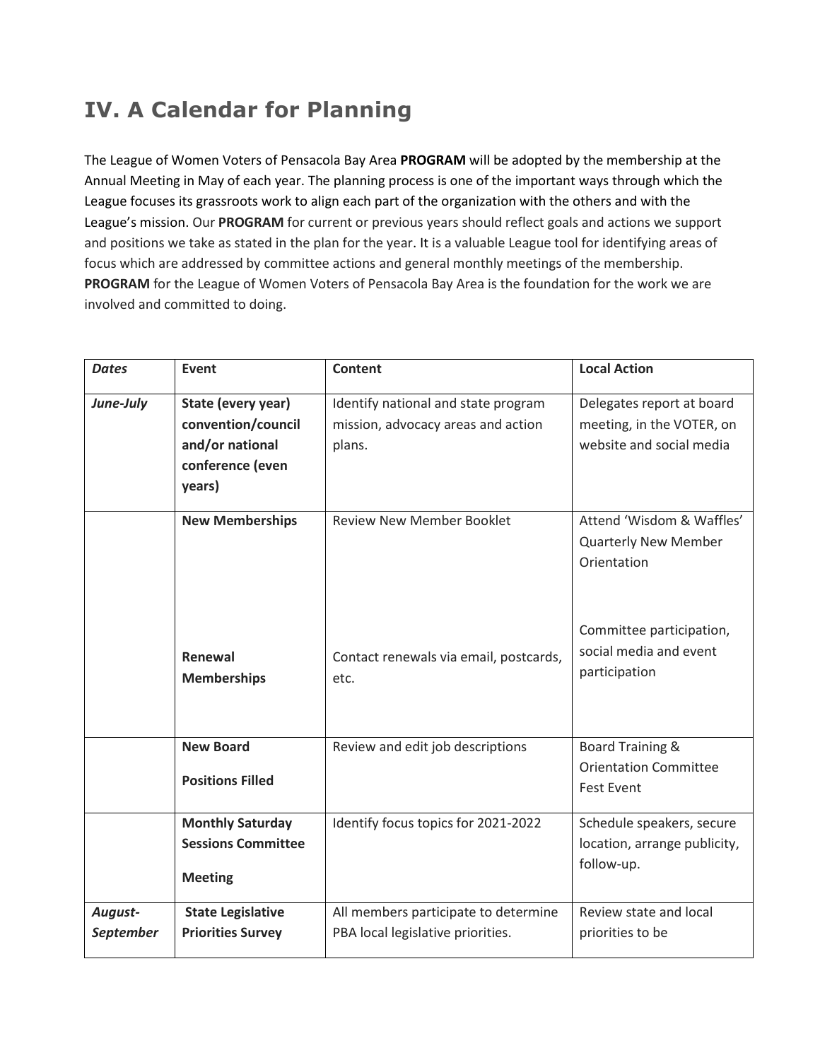## IV. A Calendar for Planning

The League of Women Voters of Pensacola Bay Area **PROGRAM** will be adopted by the membership at the Annual Meeting in May of each year. The planning process is one of the important ways through which the League focuses its grassroots work to align each part of the organization with the others and with the League's mission. Our **PROGRAM** for current or previous years should reflect goals and actions we support and positions we take as stated in the plan for the year. It is a valuable League tool for identifying areas of focus which are addressed by committee actions and general monthly meetings of the membership. **PROGRAM** for the League of Women Voters of Pensacola Bay Area is the foundation for the work we are involved and committed to doing.

| ***Dates*** | **Event** | **Content** | **Local Action** |
|---|---|---|---|
| ***June-July*** | **State (every year) convention/council and/or national conference (even years)** | Identify national and state program mission, advocacy areas and action plans. | Delegates report at board meeting, in the VOTER, on website and social media |
| | **New Memberships**<br><br>**Renewal Memberships** | Review New Member Booklet<br><br>Contact renewals via email, postcards, etc. | Attend 'Wisdom & Waffles' Quarterly New Member Orientation<br><br>Committee participation, social media and event participation |
| | **New Board Positions Filled** | Review and edit job descriptions | Board Training & Orientation Committee Fest Event |
| | **Monthly Saturday Sessions Committee Meeting** | Identify focus topics for 2021-2022 | Schedule speakers, secure location, arrange publicity, follow-up. |
| ***August-September*** | **State Legislative Priorities Survey** | All members participate to determine PBA local legislative priorities. | Review state and local priorities to be |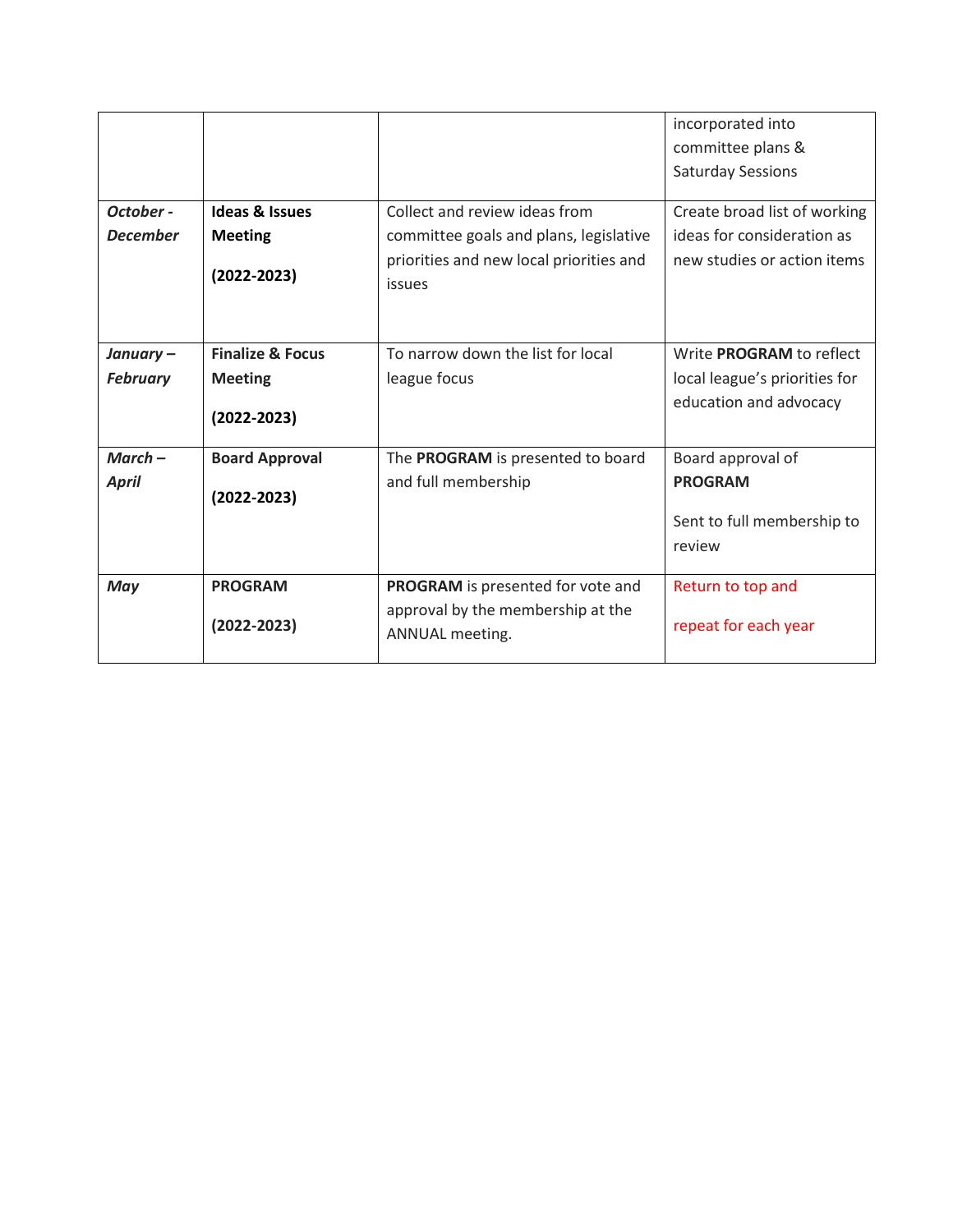| | | | |
|---|---|---|---|
| | | | incorporated into committee plans & Saturday Sessions |
| ***October - December*** | **Ideas & Issues Meeting**<br><br>**(2022-2023)** | Collect and review ideas from committee goals and plans, legislative priorities and new local priorities and issues | Create broad list of working ideas for consideration as new studies or action items |
| ***January – February*** | **Finalize & Focus Meeting**<br><br>**(2022-2023)** | To narrow down the list for local league focus | Write **PROGRAM** to reflect local league's priorities for education and advocacy |
| ***March – April*** | **Board Approval**<br><br>**(2022-2023)** | The **PROGRAM** is presented to board and full membership | Board approval of **PROGRAM**<br><br>Sent to full membership to review |
| ***May*** | **PROGRAM**<br><br>**(2022-2023)** | **PROGRAM** is presented for vote and approval by the membership at the ANNUAL meeting. | Return to top and<br><br>repeat for each year |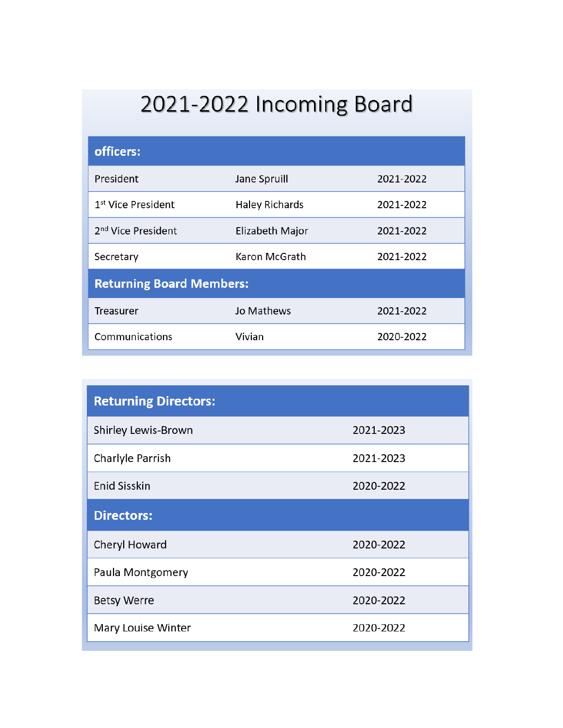# 2021-2022 Incoming Board

| **officers:** | | |
|---|---|---|
| President | Jane Spruill | 2021-2022 |
| 1st Vice President | Haley Richards | 2021-2022 |
| 2nd Vice President | Elizabeth Major | 2021-2022 |
| Secretary | Karon McGrath | 2021-2022 |
| **Returning Board Members:** | | |
| Treasurer | Jo Mathews | 2021-2022 |
| Communications | Vivian | 2020-2022 |

| **Returning Directors:** | |
|---|---|
| Shirley Lewis-Brown | 2021-2023 |
| Charlyle Parrish | 2021-2023 |
| Enid Sisskin | 2020-2022 |
| **Directors:** | |
| Cheryl Howard | 2020-2022 |
| Paula Montgomery | 2020-2022 |
| Betsy Werre | 2020-2022 |
| Mary Louise Winter | 2020-2022 |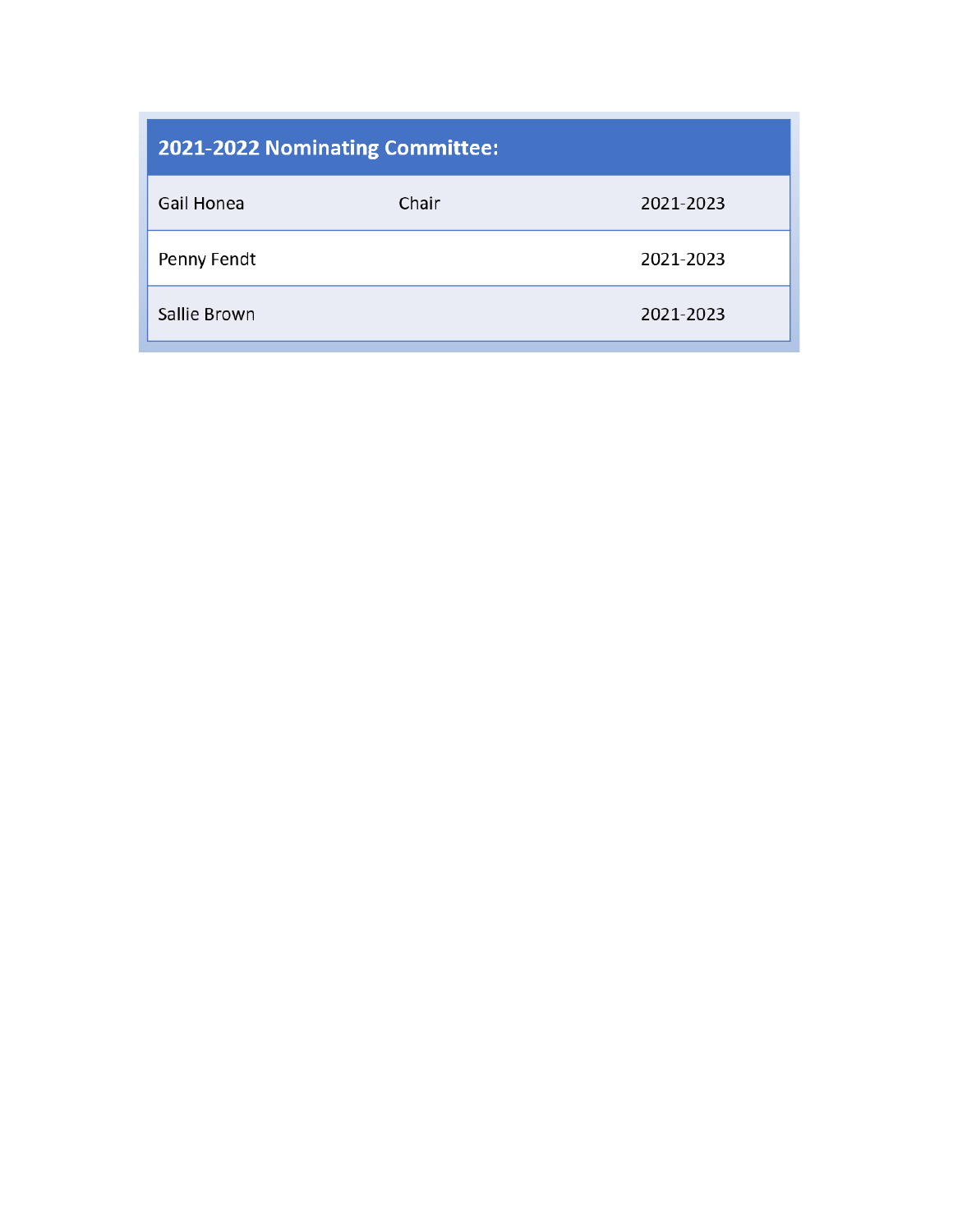| 2021-2022 Nominating Committee: | | |
|---|---|---|
| Gail Honea | Chair | 2021-2023 |
| Penny Fendt | | 2021-2023 |
| Sallie Brown | | 2021-2023 |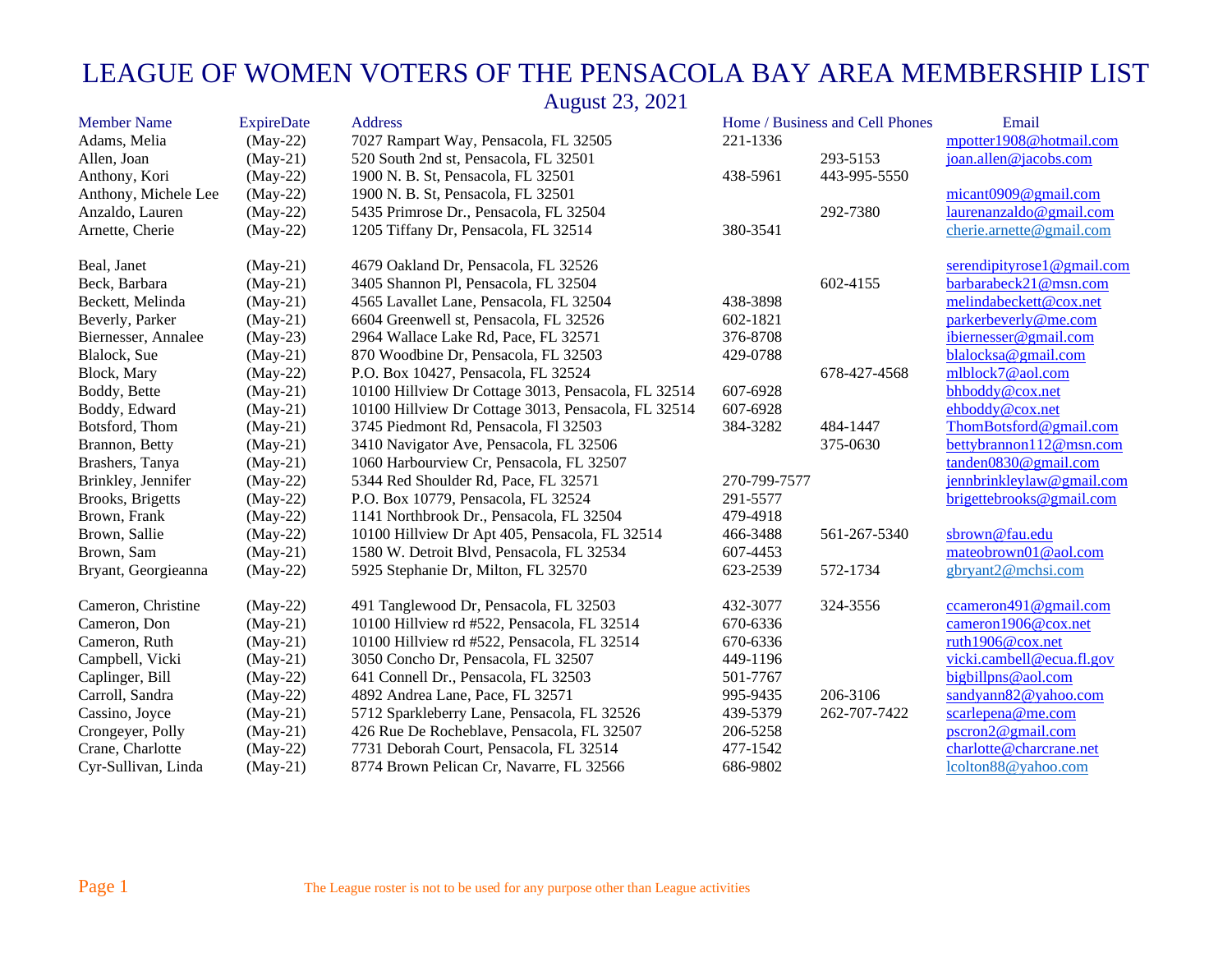# LEAGUE OF WOMEN VOTERS OF THE PENSACOLA BAY AREA MEMBERSHIP LIST

## August 23, 2021

| Member Name | ExpireDate | Address | Home / Business and Cell Phones | | Email |
|---|---|---|---|---|---|
| Adams, Melia | (May-22) | 7027 Rampart Way, Pensacola, FL 32505 | 221-1336 | | mpotter1908@hotmail.com |
| Allen, Joan | (May-21) | 520 South 2nd st, Pensacola, FL 32501 | | 293-5153 | joan.allen@jacobs.com |
| Anthony, Kori | (May-22) | 1900 N. B. St, Pensacola, FL 32501 | 438-5961 | 443-995-5550 | |
| Anthony, Michele Lee | (May-22) | 1900 N. B. St, Pensacola, FL 32501 | | | micant0909@gmail.com |
| Anzaldo, Lauren | (May-22) | 5435 Primrose Dr., Pensacola, FL 32504 | | 292-7380 | laurenanzaldo@gmail.com |
| Arnette, Cherie | (May-22) | 1205 Tiffany Dr, Pensacola, FL 32514 | 380-3541 | | cherie.arnette@gmail.com |
| | | | | | |
| Beal, Janet | (May-21) | 4679 Oakland Dr, Pensacola, FL 32526 | | | serendipityrose1@gmail.com |
| Beck, Barbara | (May-21) | 3405 Shannon Pl, Pensacola, FL 32504 | | 602-4155 | barbarabeck21@msn.com |
| Beckett, Melinda | (May-21) | 4565 Lavallet Lane, Pensacola, FL 32504 | 438-3898 | | melindabeckett@cox.net |
| Beverly, Parker | (May-21) | 6604 Greenwell st, Pensacola, FL 32526 | 602-1821 | | parkerbeverly@me.com |
| Biernesser, Annalee | (May-23) | 2964 Wallace Lake Rd, Pace, FL 32571 | 376-8708 | | ibiernesser@gmail.com |
| Blalock, Sue | (May-21) | 870 Woodbine Dr, Pensacola, FL 32503 | 429-0788 | | blalocksa@gmail.com |
| Block, Mary | (May-22) | P.O. Box 10427, Pensacola, FL 32524 | | 678-427-4568 | mlblock7@aol.com |
| Boddy, Bette | (May-21) | 10100 Hillview Dr Cottage 3013, Pensacola, FL 32514 | 607-6928 | | bhboddy@cox.net |
| Boddy, Edward | (May-21) | 10100 Hillview Dr Cottage 3013, Pensacola, FL 32514 | 607-6928 | | ehboddy@cox.net |
| Botsford, Thom | (May-21) | 3745 Piedmont Rd, Pensacola, Fl 32503 | 384-3282 | 484-1447 | ThomBotsford@gmail.com |
| Brannon, Betty | (May-21) | 3410 Navigator Ave, Pensacola, FL 32506 | | 375-0630 | bettybrannon112@msn.com |
| Brashers, Tanya | (May-21) | 1060 Harbourview Cr, Pensacola, FL 32507 | | | tanden0830@gmail.com |
| Brinkley, Jennifer | (May-22) | 5344 Red Shoulder Rd, Pace, FL 32571 | 270-799-7577 | | jennbrinkleylaw@gmail.com |
| Brooks, Brigetts | (May-22) | P.O. Box 10779, Pensacola, FL 32524 | 291-5577 | | brigettebrooks@gmail.com |
| Brown, Frank | (May-22) | 1141 Northbrook Dr., Pensacola, FL 32504 | 479-4918 | | |
| Brown, Sallie | (May-22) | 10100 Hillview Dr Apt 405, Pensacola, FL 32514 | 466-3488 | 561-267-5340 | sbrown@fau.edu |
| Brown, Sam | (May-21) | 1580 W. Detroit Blvd, Pensacola, FL 32534 | 607-4453 | | mateobrown01@aol.com |
| Bryant, Georgieanna | (May-22) | 5925 Stephanie Dr, Milton, FL 32570 | 623-2539 | 572-1734 | gbryant2@mchsi.com |
| | | | | | |
| Cameron, Christine | (May-22) | 491 Tanglewood Dr, Pensacola, FL 32503 | 432-3077 | 324-3556 | ccameron491@gmail.com |
| Cameron, Don | (May-21) | 10100 Hillview rd #522, Pensacola, FL 32514 | 670-6336 | | cameron1906@cox.net |
| Cameron, Ruth | (May-21) | 10100 Hillview rd #522, Pensacola, FL 32514 | 670-6336 | | ruth1906@cox.net |
| Campbell, Vicki | (May-21) | 3050 Concho Dr, Pensacola, FL 32507 | 449-1196 | | vicki.cambell@ecua.fl.gov |
| Caplinger, Bill | (May-22) | 641 Connell Dr., Pensacola, FL 32503 | 501-7767 | | bigbillpns@aol.com |
| Carroll, Sandra | (May-22) | 4892 Andrea Lane, Pace, FL 32571 | 995-9435 | 206-3106 | sandyann82@yahoo.com |
| Cassino, Joyce | (May-21) | 5712 Sparkleberry Lane, Pensacola, FL 32526 | 439-5379 | 262-707-7422 | scarlepena@me.com |
| Crongeyer, Polly | (May-21) | 426 Rue De Rocheblave, Pensacola, FL 32507 | 206-5258 | | pscron2@gmail.com |
| Crane, Charlotte | (May-22) | 7731 Deborah Court, Pensacola, FL 32514 | 477-1542 | | charlotte@charcrane.net |
| Cyr-Sullivan, Linda | (May-21) | 8774 Brown Pelican Cr, Navarre, FL 32566 | 686-9802 | | lcolton88@yahoo.com |

The League roster is not to be used for any purpose other than League activities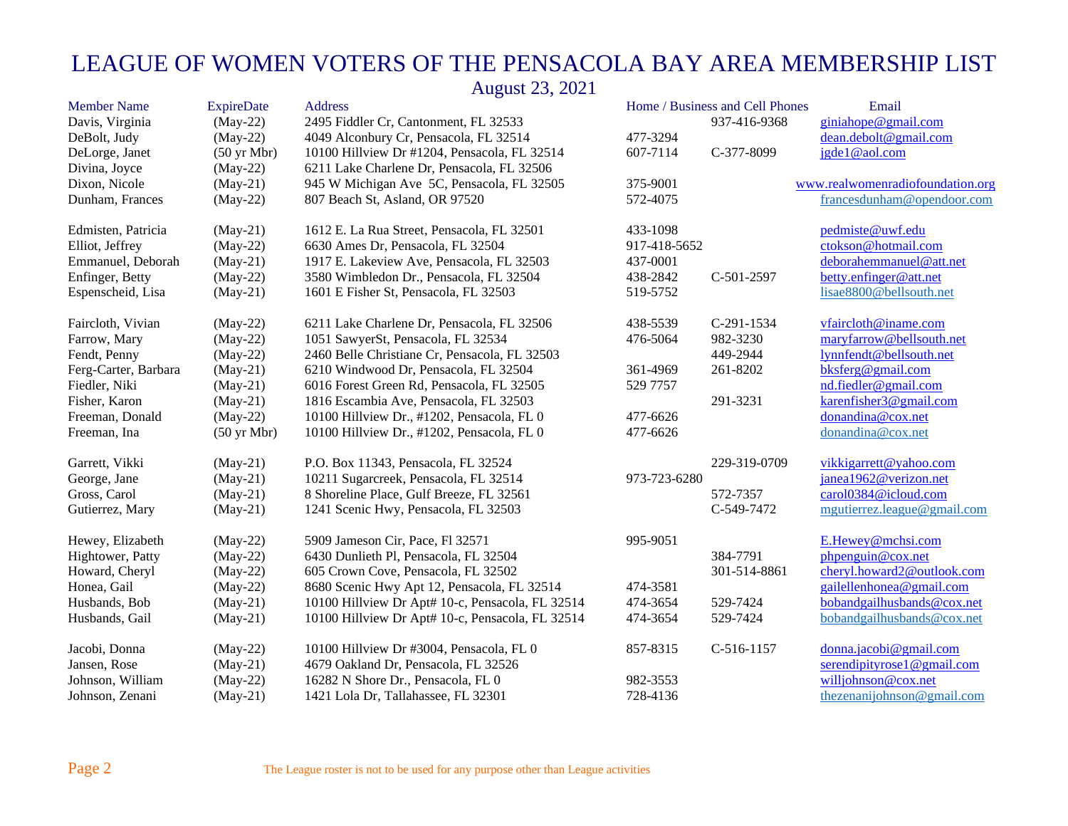# LEAGUE OF WOMEN VOTERS OF THE PENSACOLA BAY AREA MEMBERSHIP LIST

## August 23, 2021

| Member Name | ExpireDate | Address | Home / Business and Cell Phones | | Email |
|---|---|---|---|---|---|
| Davis, Virginia | (May-22) | 2495 Fiddler Cr, Cantonment, FL 32533 | | 937-416-9368 | giniahope@gmail.com |
| DeBolt, Judy | (May-22) | 4049 Alconbury Cr, Pensacola, FL 32514 | 477-3294 | | dean.debolt@gmail.com |
| DeLorge, Janet | (50 yr Mbr) | 10100 Hillview Dr #1204, Pensacola, FL 32514 | 607-7114 | C-377-8099 | jgde1@aol.com |
| Divina, Joyce | (May-22) | 6211 Lake Charlene Dr, Pensacola, FL 32506 | | | |
| Dixon, Nicole | (May-21) | 945 W Michigan Ave 5C, Pensacola, FL 32505 | 375-9001 | | www.realwomenradiofoundation.org |
| Dunham, Frances | (May-22) | 807 Beach St, Asland, OR 97520 | 572-4075 | | francesdunham@opendoor.com |
| Edmisten, Patricia | (May-21) | 1612 E. La Rua Street, Pensacola, FL 32501 | 433-1098 | | pedmiste@uwf.edu |
| Elliot, Jeffrey | (May-22) | 6630 Ames Dr, Pensacola, FL 32504 | 917-418-5652 | | ctokson@hotmail.com |
| Emmanuel, Deborah | (May-21) | 1917 E. Lakeview Ave, Pensacola, FL 32503 | 437-0001 | | deborahemmanuel@att.net |
| Enfinger, Betty | (May-22) | 3580 Wimbledon Dr., Pensacola, FL 32504 | 438-2842 | C-501-2597 | betty.enfinger@att.net |
| Espenscheid, Lisa | (May-21) | 1601 E Fisher St, Pensacola, FL 32503 | 519-5752 | | lisae8800@bellsouth.net |
| Faircloth, Vivian | (May-22) | 6211 Lake Charlene Dr, Pensacola, FL 32506 | 438-5539 | C-291-1534 | vfaircloth@iname.com |
| Farrow, Mary | (May-22) | 1051 SawyerSt, Pensacola, FL 32534 | 476-5064 | 982-3230 | maryfarrow@bellsouth.net |
| Fendt, Penny | (May-22) | 2460 Belle Christiane Cr, Pensacola, FL 32503 | | 449-2944 | lynnfendt@bellsouth.net |
| Ferg-Carter, Barbara | (May-21) | 6210 Windwood Dr, Pensacola, FL 32504 | 361-4969 | 261-8202 | bksferg@gmail.com |
| Fiedler, Niki | (May-21) | 6016 Forest Green Rd, Pensacola, FL 32505 | 529 7757 | | nd.fiedler@gmail.com |
| Fisher, Karon | (May-21) | 1816 Escambia Ave, Pensacola, FL 32503 | | 291-3231 | karenfisher3@gmail.com |
| Freeman, Donald | (May-22) | 10100 Hillview Dr., #1202, Pensacola, FL 0 | 477-6626 | | donandina@cox.net |
| Freeman, Ina | (50 yr Mbr) | 10100 Hillview Dr., #1202, Pensacola, FL 0 | 477-6626 | | donandina@cox.net |
| Garrett, Vikki | (May-21) | P.O. Box 11343, Pensacola, FL 32524 | | 229-319-0709 | vikkigarrett@yahoo.com |
| George, Jane | (May-21) | 10211 Sugarcreek, Pensacola, FL 32514 | 973-723-6280 | | janea1962@verizon.net |
| Gross, Carol | (May-21) | 8 Shoreline Place, Gulf Breeze, FL 32561 | | 572-7357 | carol0384@icloud.com |
| Gutierrez, Mary | (May-21) | 1241 Scenic Hwy, Pensacola, FL 32503 | | C-549-7472 | mgutierrez.league@gmail.com |
| Hewey, Elizabeth | (May-22) | 5909 Jameson Cir, Pace, Fl 32571 | 995-9051 | | E.Hewey@mchsi.com |
| Hightower, Patty | (May-22) | 6430 Dunlieth Pl, Pensacola, FL 32504 | | 384-7791 | phpenguin@cox.net |
| Howard, Cheryl | (May-22) | 605 Crown Cove, Pensacola, FL 32502 | | 301-514-8861 | cheryl.howard2@outlook.com |
| Honea, Gail | (May-22) | 8680 Scenic Hwy Apt 12, Pensacola, FL 32514 | 474-3581 | | gailellenhonea@gmail.com |
| Husbands, Bob | (May-21) | 10100 Hillview Dr Apt# 10-c, Pensacola, FL 32514 | 474-3654 | 529-7424 | bobandgailhusbands@cox.net |
| Husbands, Gail | (May-21) | 10100 Hillview Dr Apt# 10-c, Pensacola, FL 32514 | 474-3654 | 529-7424 | bobandgailhusbands@cox.net |
| Jacobi, Donna | (May-22) | 10100 Hillview Dr #3004, Pensacola, FL 0 | 857-8315 | C-516-1157 | donna.jacobi@gmail.com |
| Jansen, Rose | (May-21) | 4679 Oakland Dr, Pensacola, FL 32526 | | | serendipityrose1@gmail.com |
| Johnson, William | (May-22) | 16282 N Shore Dr., Pensacola, FL 0 | 982-3553 | | willjohnson@cox.net |
| Johnson, Zenani | (May-21) | 1421 Lola Dr, Tallahassee, FL 32301 | 728-4136 | | thezenanijohnson@gmail.com |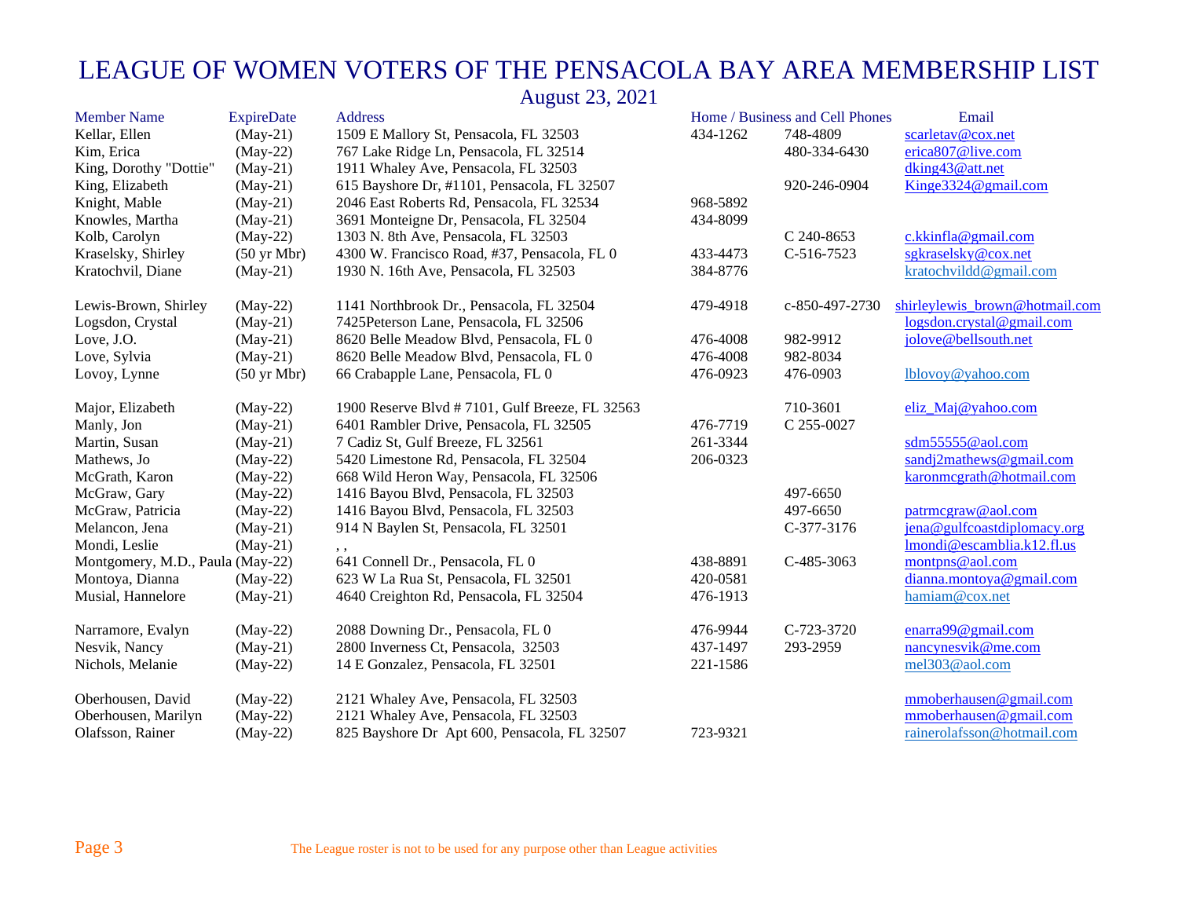# LEAGUE OF WOMEN VOTERS OF THE PENSACOLA BAY AREA MEMBERSHIP LIST

## August 23, 2021

| Member Name | ExpireDate | Address | Home / Business and Cell Phones | | Email |
|---|---|---|---|---|---|
| Kellar, Ellen | (May-21) | 1509 E Mallory St, Pensacola, FL 32503 | 434-1262 | 748-4809 | scarletav@cox.net |
| Kim, Erica | (May-22) | 767 Lake Ridge Ln, Pensacola, FL 32514 | | 480-334-6430 | erica807@live.com |
| King, Dorothy "Dottie" | (May-21) | 1911 Whaley Ave, Pensacola, FL 32503 | | | dking43@att.net |
| King, Elizabeth | (May-21) | 615 Bayshore Dr, #1101, Pensacola, FL 32507 | | 920-246-0904 | Kinge3324@gmail.com |
| Knight, Mable | (May-21) | 2046 East Roberts Rd, Pensacola, FL 32534 | 968-5892 | | |
| Knowles, Martha | (May-21) | 3691 Monteigne Dr, Pensacola, FL 32504 | 434-8099 | | |
| Kolb, Carolyn | (May-22) | 1303 N. 8th Ave, Pensacola, FL 32503 | | C 240-8653 | c.kkinfla@gmail.com |
| Kraselsky, Shirley | (50 yr Mbr) | 4300 W. Francisco Road, #37, Pensacola, FL 0 | 433-4473 | C-516-7523 | sgkraselsky@cox.net |
| Kratochvil, Diane | (May-21) | 1930 N. 16th Ave, Pensacola, FL 32503 | 384-8776 | | kratochvildd@gmail.com |
| Lewis-Brown, Shirley | (May-22) | 1141 Northbrook Dr., Pensacola, FL 32504 | 479-4918 | c-850-497-2730 | shirleylewis_brown@hotmail.com |
| Logsdon, Crystal | (May-21) | 7425Peterson Lane, Pensacola, FL 32506 | | | logsdon.crystal@gmail.com |
| Love, J.O. | (May-21) | 8620 Belle Meadow Blvd, Pensacola, FL 0 | 476-4008 | 982-9912 | jolove@bellsouth.net |
| Love, Sylvia | (May-21) | 8620 Belle Meadow Blvd, Pensacola, FL 0 | 476-4008 | 982-8034 | |
| Lovoy, Lynne | (50 yr Mbr) | 66 Crabapple Lane, Pensacola, FL 0 | 476-0923 | 476-0903 | lblovoy@yahoo.com |
| Major, Elizabeth | (May-22) | 1900 Reserve Blvd # 7101, Gulf Breeze, FL 32563 | | 710-3601 | eliz_Maj@yahoo.com |
| Manly, Jon | (May-21) | 6401 Rambler Drive, Pensacola, FL 32505 | 476-7719 | C 255-0027 | |
| Martin, Susan | (May-21) | 7 Cadiz St, Gulf Breeze, FL 32561 | 261-3344 | | sdm55555@aol.com |
| Mathews, Jo | (May-22) | 5420 Limestone Rd, Pensacola, FL 32504 | 206-0323 | | sandj2mathews@gmail.com |
| McGrath, Karon | (May-22) | 668 Wild Heron Way, Pensacola, FL 32506 | | | karonmcgrath@hotmail.com |
| McGraw, Gary | (May-22) | 1416 Bayou Blvd, Pensacola, FL 32503 | | 497-6650 | |
| McGraw, Patricia | (May-22) | 1416 Bayou Blvd, Pensacola, FL 32503 | | 497-6650 | patrmcgraw@aol.com |
| Melancon, Jena | (May-21) | 914 N Baylen St, Pensacola, FL 32501 | | C-377-3176 | jena@gulfcoastdiplomacy.org |
| Mondi, Leslie | (May-21) | , , | | | lmondi@escamblia.k12.fl.us |
| Montgomery, M.D., Paula | (May-22) | 641 Connell Dr., Pensacola, FL 0 | 438-8891 | C-485-3063 | montpns@aol.com |
| Montoya, Dianna | (May-22) | 623 W La Rua St, Pensacola, FL 32501 | 420-0581 | | dianna.montoya@gmail.com |
| Musial, Hannelore | (May-21) | 4640 Creighton Rd, Pensacola, FL 32504 | 476-1913 | | hamiam@cox.net |
| Narramore, Evalyn | (May-22) | 2088 Downing Dr., Pensacola, FL 0 | 476-9944 | C-723-3720 | enarra99@gmail.com |
| Nesvik, Nancy | (May-21) | 2800 Inverness Ct, Pensacola, 32503 | 437-1497 | 293-2959 | nancynesvik@me.com |
| Nichols, Melanie | (May-22) | 14 E Gonzalez, Pensacola, FL 32501 | 221-1586 | | mel303@aol.com |
| Oberhousen, David | (May-22) | 2121 Whaley Ave, Pensacola, FL 32503 | | | mmoberhausen@gmail.com |
| Oberhousen, Marilyn | (May-22) | 2121 Whaley Ave, Pensacola, FL 32503 | | | mmoberhausen@gmail.com |
| Olafsson, Rainer | (May-22) | 825 Bayshore Dr Apt 600, Pensacola, FL 32507 | 723-9321 | | rainerolafsson@hotmail.com |

The League roster is not to be used for any purpose other than League activities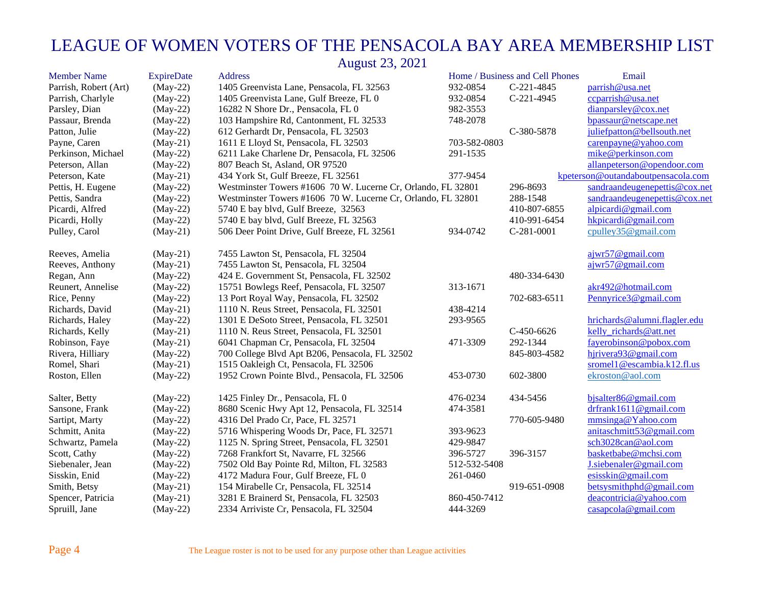# LEAGUE OF WOMEN VOTERS OF THE PENSACOLA BAY AREA MEMBERSHIP LIST

## August 23, 2021

| Member Name | ExpireDate | Address | Home / Business and Cell Phones | | Email |
|---|---|---|---|---|---|
| Parrish, Robert (Art) | (May-22) | 1405 Greenvista Lane, Pensacola, FL 32563 | 932-0854 | C-221-4845 | parrish@usa.net |
| Parrish, Charlyle | (May-22) | 1405 Greenvista Lane, Gulf Breeze, FL 0 | 932-0854 | C-221-4945 | ccparrish@usa.net |
| Parsley, Dian | (May-22) | 16282 N Shore Dr., Pensacola, FL 0 | 982-3553 | | dianparsley@cox.net |
| Passaur, Brenda | (May-22) | 103 Hampshire Rd, Cantonment, FL 32533 | 748-2078 | | bpassaur@netscape.net |
| Patton, Julie | (May-22) | 612 Gerhardt Dr, Pensacola, FL 32503 | | C-380-5878 | juliefpatton@bellsouth.net |
| Payne, Caren | (May-21) | 1611 E Lloyd St, Pensacola, FL 32503 | 703-582-0803 | | carenpayne@yahoo.com |
| Perkinson, Michael | (May-22) | 6211 Lake Charlene Dr, Pensacola, FL 32506 | 291-1535 | | mike@perkinson.com |
| Peterson, Allan | (May-22) | 807 Beach St, Asland, OR 97520 | | | allanpeterson@opendoor.com |
| Peterson, Kate | (May-21) | 434 York St, Gulf Breeze, FL 32561 | 377-9454 | | kpeterson@outandaboutpensacola.com |
| Pettis, H. Eugene | (May-22) | Westminster Towers #1606 70 W. Lucerne Cr, Orlando, FL 32801 | | 296-8693 | sandraandeugenepettis@cox.net |
| Pettis, Sandra | (May-22) | Westminster Towers #1606 70 W. Lucerne Cr, Orlando, FL 32801 | | 288-1548 | sandraandeugenepettis@cox.net |
| Picardi, Alfred | (May-22) | 5740 E bay blvd, Gulf Breeze, 32563 | | 410-807-6855 | alpicardi@gmail.com |
| Picardi, Holly | (May-22) | 5740 E bay blvd, Gulf Breeze, FL 32563 | | 410-991-6454 | hkpicardi@gmail.com |
| Pulley, Carol | (May-21) | 506 Deer Point Drive, Gulf Breeze, FL 32561 | 934-0742 | C-281-0001 | cpulley35@gmail.com |
| | | | | | |
| Reeves, Amelia | (May-21) | 7455 Lawton St, Pensacola, FL 32504 | | | ajwr57@gmail.com |
| Reeves, Anthony | (May-21) | 7455 Lawton St, Pensacola, FL 32504 | | | ajwr57@gmail.com |
| Regan, Ann | (May-22) | 424 E. Government St, Pensacola, FL 32502 | | 480-334-6430 | |
| Reunert, Annelise | (May-22) | 15751 Bowlegs Reef, Pensacola, FL 32507 | 313-1671 | | akr492@hotmail.com |
| Rice, Penny | (May-22) | 13 Port Royal Way, Pensacola, FL 32502 | | 702-683-6511 | Pennyrice3@gmail.com |
| Richards, David | (May-21) | 1110 N. Reus Street, Pensacola, FL 32501 | 438-4214 | | |
| Richards, Haley | (May-22) | 1301 E DeSoto Street, Pensacola, FL 32501 | 293-9565 | | hrichards@alumni.flagler.edu |
| Richards, Kelly | (May-21) | 1110 N. Reus Street, Pensacola, FL 32501 | | C-450-6626 | kelly_richards@att.net |
| Robinson, Faye | (May-21) | 6041 Chapman Cr, Pensacola, FL 32504 | 471-3309 | 292-1344 | fayerobinson@pobox.com |
| Rivera, Hilliary | (May-22) | 700 College Blvd Apt B206, Pensacola, FL 32502 | | 845-803-4582 | hjrivera93@gmail.com |
| Romel, Shari | (May-21) | 1515 Oakleigh Ct, Pensacola, FL 32506 | | | sromel1@escambia.k12.fl.us |
| Roston, Ellen | (May-22) | 1952 Crown Pointe Blvd., Pensacola, FL 32506 | 453-0730 | 602-3800 | ekroston@aol.com |
| | | | | | |
| Salter, Betty | (May-22) | 1425 Finley Dr., Pensacola, FL 0 | 476-0234 | 434-5456 | bjsalter86@gmail.com |
| Sansone, Frank | (May-22) | 8680 Scenic Hwy Apt 12, Pensacola, FL 32514 | 474-3581 | | drfrank1611@gmail.com |
| Sartipt, Marty | (May-22) | 4316 Del Prado Cr, Pace, FL 32571 | | 770-605-9480 | mmsinga@Yahoo.com |
| Schmitt, Anita | (May-22) | 5716 Whispering Woods Dr, Pace, FL 32571 | 393-9623 | | anitaschmitt53@gmail.com |
| Schwartz, Pamela | (May-22) | 1125 N. Spring Street, Pensacola, FL 32501 | 429-9847 | | sch3028can@aol.com |
| Scott, Cathy | (May-22) | 7268 Frankfort St, Navarre, FL 32566 | 396-5727 | 396-3157 | basketbabe@mchsi.com |
| Siebenaler, Jean | (May-22) | 7502 Old Bay Pointe Rd, Milton, FL 32583 | 512-532-5408 | | J.siebenaler@gmail.com |
| Sisskin, Enid | (May-22) | 4172 Madura Four, Gulf Breeze, FL 0 | 261-0460 | | esisskin@gmail.com |
| Smith, Betsy | (May-21) | 154 Mirabelle Cr, Pensacola, FL 32514 | | 919-651-0908 | betsysmithphd@gmail.com |
| Spencer, Patricia | (May-21) | 3281 E Brainerd St, Pensacola, FL 32503 | 860-450-7412 | | deacontricia@yahoo.com |
| Spruill, Jane | (May-22) | 2334 Arriviste Cr, Pensacola, FL 32504 | 444-3269 | | casapcola@gmail.com |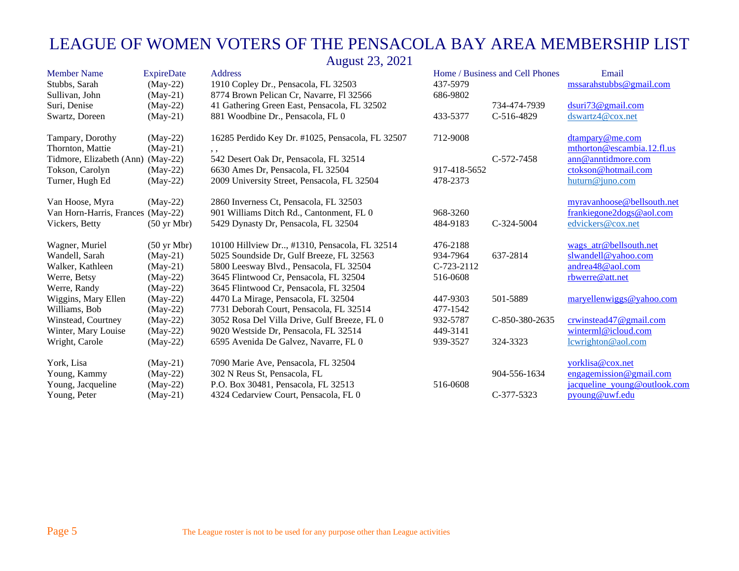# LEAGUE OF WOMEN VOTERS OF THE PENSACOLA BAY AREA MEMBERSHIP LIST

## August 23, 2021

| Member Name | ExpireDate | Address | Home / Business and Cell Phones | | Email |
|---|---|---|---|---|---|
| Stubbs, Sarah | (May-22) | 1910 Copley Dr., Pensacola, FL 32503 | 437-5979 | | mssarahstubbs@gmail.com |
| Sullivan, John | (May-21) | 8774 Brown Pelican Cr, Navarre, Fl 32566 | 686-9802 | | |
| Suri, Denise | (May-22) | 41 Gathering Green East, Pensacola, FL 32502 | | 734-474-7939 | dsuri73@gmail.com |
| Swartz, Doreen | (May-21) | 881 Woodbine Dr., Pensacola, FL 0 | 433-5377 | C-516-4829 | dswartz4@cox.net |
| Tampary, Dorothy | (May-22) | 16285 Perdido Key Dr. #1025, Pensacola, FL 32507 | 712-9008 | | dtampary@me.com |
| Thornton, Mattie | (May-21) | , , | | | mthorton@escambia.12.fl.us |
| Tidmore, Elizabeth (Ann) | (May-22) | 542 Desert Oak Dr, Pensacola, FL 32514 | | C-572-7458 | ann@anntidmore.com |
| Tokson, Carolyn | (May-22) | 6630 Ames Dr, Pensacola, FL 32504 | 917-418-5652 | | ctokson@hotmail.com |
| Turner, Hugh Ed | (May-22) | 2009 University Street, Pensacola, FL 32504 | 478-2373 | | huturn@juno.com |
| Van Hoose, Myra | (May-22) | 2860 Inverness Ct, Pensacola, FL 32503 | | | myravanhoose@bellsouth.net |
| Van Horn-Harris, Frances | (May-22) | 901 Williams Ditch Rd., Cantonment, FL 0 | 968-3260 | | frankiegone2dogs@aol.com |
| Vickers, Betty | (50 yr Mbr) | 5429 Dynasty Dr, Pensacola, FL 32504 | 484-9183 | C-324-5004 | edvickers@cox.net |
| Wagner, Muriel | (50 yr Mbr) | 10100 Hillview Dr.., #1310, Pensacola, FL 32514 | 476-2188 | | wags_atr@bellsouth.net |
| Wandell, Sarah | (May-21) | 5025 Soundside Dr, Gulf Breeze, FL 32563 | 934-7964 | 637-2814 | slwandell@yahoo.com |
| Walker, Kathleen | (May-21) | 5800 Leesway Blvd., Pensacola, FL 32504 | C-723-2112 | | andrea48@aol.com |
| Werre, Betsy | (May-22) | 3645 Flintwood Cr, Pensacola, FL 32504 | 516-0608 | | rbwerre@att.net |
| Werre, Randy | (May-22) | 3645 Flintwood Cr, Pensacola, FL 32504 | | | |
| Wiggins, Mary Ellen | (May-22) | 4470 La Mirage, Pensacola, FL 32504 | 447-9303 | 501-5889 | maryellenwiggs@yahoo.com |
| Williams, Bob | (May-22) | 7731 Deborah Court, Pensacola, FL 32514 | 477-1542 | | |
| Winstead, Courtney | (May-22) | 3052 Rosa Del Villa Drive, Gulf Breeze, FL 0 | 932-5787 | C-850-380-2635 | crwinstead47@gmail.com |
| Winter, Mary Louise | (May-22) | 9020 Westside Dr, Pensacola, FL 32514 | 449-3141 | | winterml@icloud.com |
| Wright, Carole | (May-22) | 6595 Avenida De Galvez, Navarre, FL 0 | 939-3527 | 324-3323 | lcwrighton@aol.com |
| York, Lisa | (May-21) | 7090 Marie Ave, Pensacola, FL 32504 | | | yorklisa@cox.net |
| Young, Kammy | (May-22) | 302 N Reus St, Pensacola, FL | | 904-556-1634 | engagemission@gmail.com |
| Young, Jacqueline | (May-22) | P.O. Box 30481, Pensacola, FL 32513 | 516-0608 | | jacqueline_young@outlook.com |
| Young, Peter | (May-21) | 4324 Cedarview Court, Pensacola, FL 0 | | C-377-5323 | pyoung@uwf.edu |

The League roster is not to be used for any purpose other than League activities